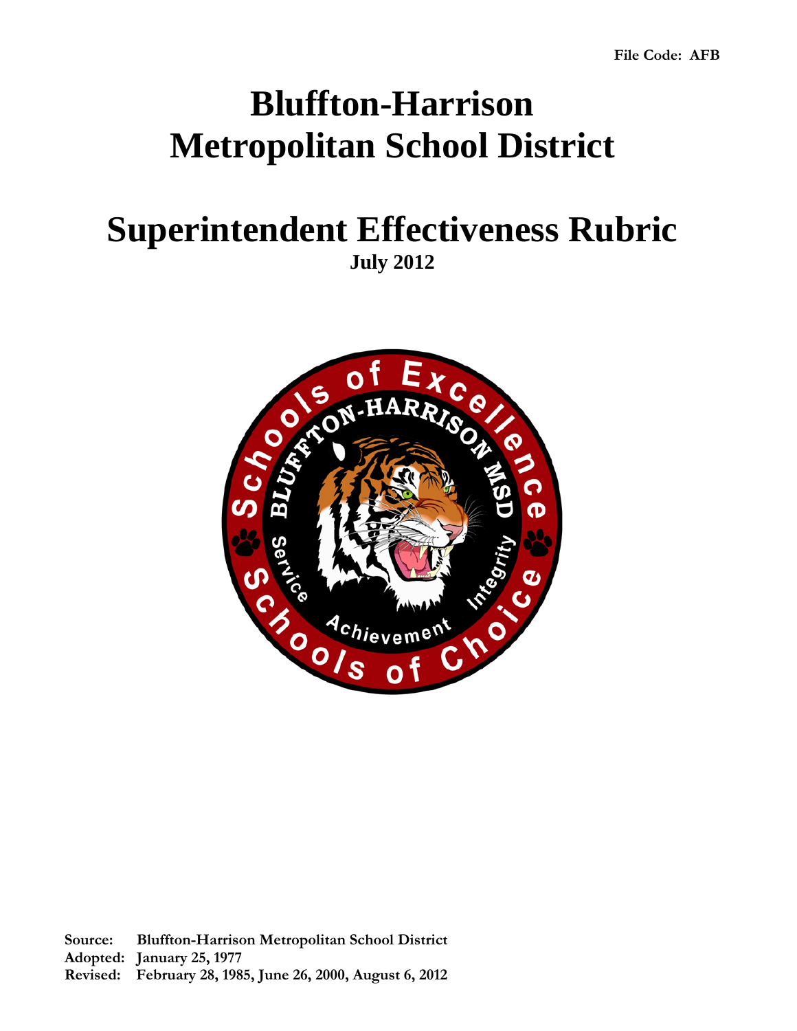**File Code: AFB**

# Bluffton-Harrison Metropolitan School District

# Superintendent Effectiveness Rubric

**July 2012**

**Source:** Bluffton-Harrison Metropolitan School District
**Adopted:** January 25, 1977
**Revised:** February 28, 1985, June 26, 2000, August 6, 2012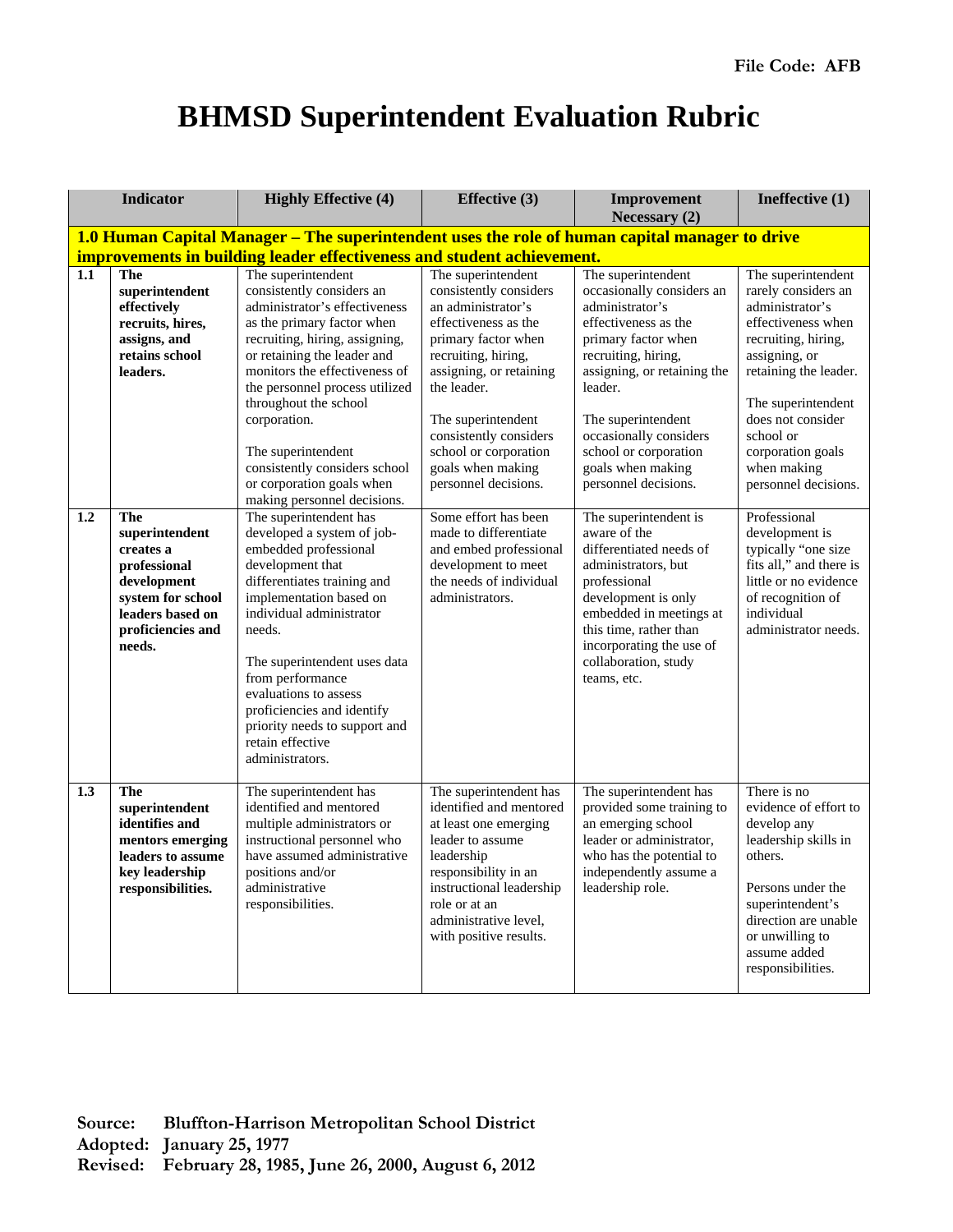File Code: AFB

# BHMSD Superintendent Evaluation Rubric

| | Indicator | Highly Effective (4) | Effective (3) | Improvement Necessary (2) | Ineffective (1) |
|---|---|---|---|---|---|
| **1.0 Human Capital Manager – The superintendent uses the role of human capital manager to drive improvements in building leader effectiveness and student achievement.** | | | | | |
| **1.1** | **The superintendent effectively recruits, hires, assigns, and retains school leaders.** | The superintendent consistently considers an administrator's effectiveness as the primary factor when recruiting, hiring, assigning, or retaining the leader and monitors the effectiveness of the personnel process utilized throughout the school corporation.<br><br>The superintendent consistently considers school or corporation goals when making personnel decisions. | The superintendent consistently considers an administrator's effectiveness as the primary factor when recruiting, hiring, assigning, or retaining the leader.<br><br>The superintendent consistently considers school or corporation goals when making personnel decisions. | The superintendent occasionally considers an administrator's effectiveness as the primary factor when recruiting, hiring, assigning, or retaining the leader.<br><br>The superintendent occasionally considers school or corporation goals when making personnel decisions. | The superintendent rarely considers an administrator's effectiveness when recruiting, hiring, assigning, or retaining the leader.<br><br>The superintendent does not consider school or corporation goals when making personnel decisions. |
| **1.2** | **The superintendent creates a professional development system for school leaders based on proficiencies and needs.** | The superintendent has developed a system of job-embedded professional development that differentiates training and implementation based on individual administrator needs.<br><br>The superintendent uses data from performance evaluations to assess proficiencies and identify priority needs to support and retain effective administrators. | Some effort has been made to differentiate and embed professional development to meet the needs of individual administrators. | The superintendent is aware of the differentiated needs of administrators, but professional development is only embedded in meetings at this time, rather than incorporating the use of collaboration, study teams, etc. | Professional development is typically "one size fits all," and there is little or no evidence of recognition of individual administrator needs. |
| **1.3** | **The superintendent identifies and mentors emerging leaders to assume key leadership responsibilities.** | The superintendent has identified and mentored multiple administrators or instructional personnel who have assumed administrative positions and/or administrative responsibilities. | The superintendent has identified and mentored at least one emerging leader to assume leadership responsibility in an instructional leadership role or at an administrative level, with positive results. | The superintendent has provided some training to an emerging school leader or administrator, who has the potential to independently assume a leadership role. | There is no evidence of effort to develop any leadership skills in others.<br><br>Persons under the superintendent's direction are unable or unwilling to assume added responsibilities. |

**Source:** Bluffton-Harrison Metropolitan School District
**Adopted:** January 25, 1977
**Revised:** February 28, 1985, June 26, 2000, August 6, 2012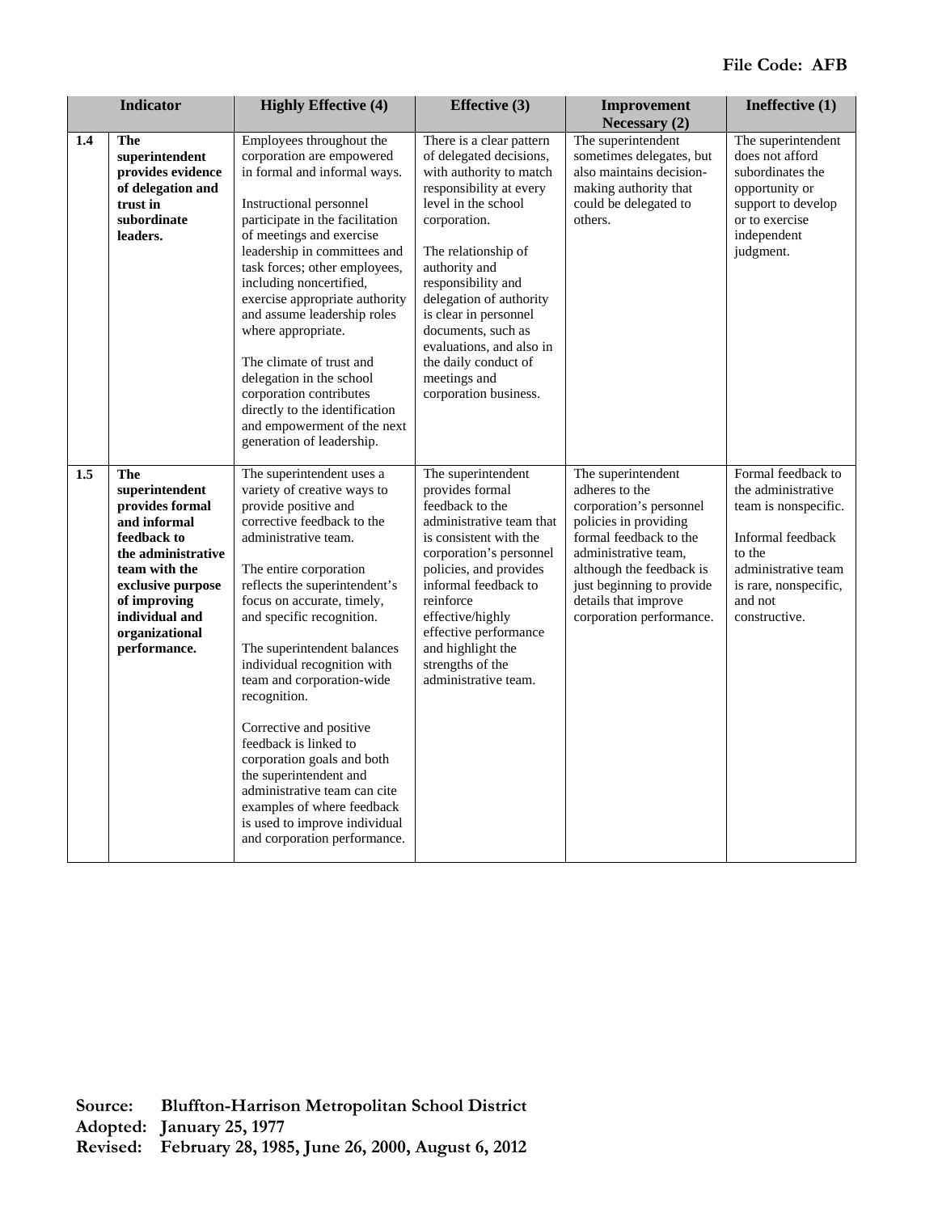File Code: AFB

| Indicator | | Highly Effective (4) | Effective (3) | Improvement Necessary (2) | Ineffective (1) |
|---|---|---|---|---|---|
| 1.4 | **The superintendent provides evidence of delegation and trust in subordinate leaders.** | Employees throughout the corporation are empowered in formal and informal ways.<br><br>Instructional personnel participate in the facilitation of meetings and exercise leadership in committees and task forces; other employees, including noncertified, exercise appropriate authority and assume leadership roles where appropriate.<br><br>The climate of trust and delegation in the school corporation contributes directly to the identification and empowerment of the next generation of leadership. | There is a clear pattern of delegated decisions, with authority to match responsibility at every level in the school corporation.<br><br>The relationship of authority and responsibility and delegation of authority is clear in personnel documents, such as evaluations, and also in the daily conduct of meetings and corporation business. | The superintendent sometimes delegates, but also maintains decision-making authority that could be delegated to others. | The superintendent does not afford subordinates the opportunity or support to develop or to exercise independent judgment. |
| 1.5 | **The superintendent provides formal and informal feedback to the administrative team with the exclusive purpose of improving individual and organizational performance.** | The superintendent uses a variety of creative ways to provide positive and corrective feedback to the administrative team.<br><br>The entire corporation reflects the superintendent's focus on accurate, timely, and specific recognition.<br><br>The superintendent balances individual recognition with team and corporation-wide recognition.<br><br>Corrective and positive feedback is linked to corporation goals and both the superintendent and administrative team can cite examples of where feedback is used to improve individual and corporation performance. | The superintendent provides formal feedback to the administrative team that is consistent with the corporation's personnel policies, and provides informal feedback to reinforce effective/highly effective performance and highlight the strengths of the administrative team. | The superintendent adheres to the corporation's personnel policies in providing formal feedback to the administrative team, although the feedback is just beginning to provide details that improve corporation performance. | Formal feedback to the administrative team is nonspecific.<br><br>Informal feedback to the administrative team is rare, nonspecific, and not constructive. |

**Source:** Bluffton-Harrison Metropolitan School District
**Adopted:** January 25, 1977
**Revised:** February 28, 1985, June 26, 2000, August 6, 2012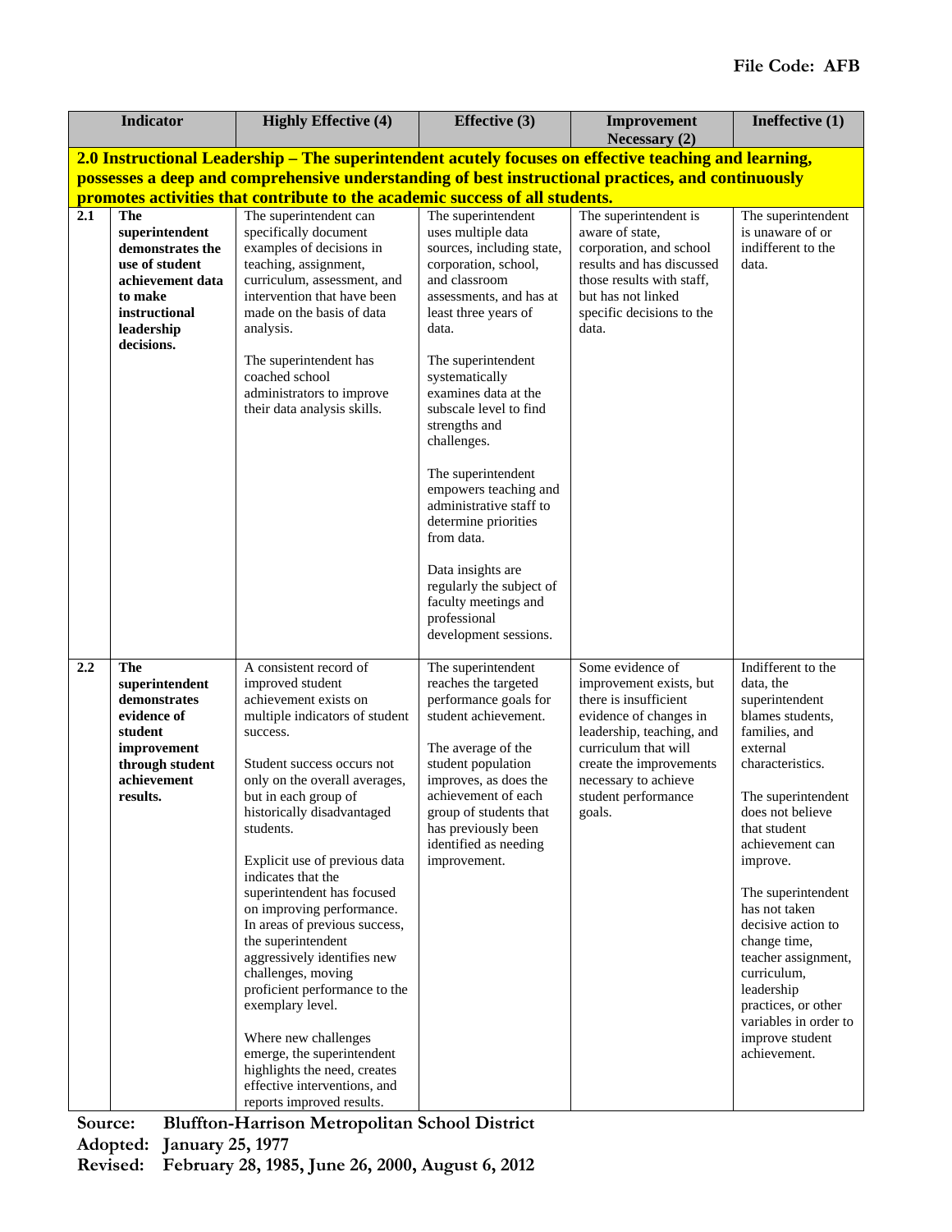| | Indicator | Highly Effective (4) | Effective (3) | Improvement Necessary (2) | Ineffective (1) |
|---|---|---|---|---|---|
| **2.0 Instructional Leadership – The superintendent acutely focuses on effective teaching and learning, possesses a deep and comprehensive understanding of best instructional practices, and continuously promotes activities that contribute to the academic success of all students.** | | | | | |
| **2.1** | **The superintendent demonstrates the use of student achievement data to make instructional leadership decisions.** | The superintendent can specifically document examples of decisions in teaching, assignment, curriculum, assessment, and intervention that have been made on the basis of data analysis.<br><br>The superintendent has coached school administrators to improve their data analysis skills. | The superintendent uses multiple data sources, including state, corporation, school, and classroom assessments, and has at least three years of data.<br><br>The superintendent systematically examines data at the subscale level to find strengths and challenges.<br><br>The superintendent empowers teaching and administrative staff to determine priorities from data.<br><br>Data insights are regularly the subject of faculty meetings and professional development sessions. | The superintendent is aware of state, corporation, and school results and has discussed those results with staff, but has not linked specific decisions to the data. | The superintendent is unaware of or indifferent to the data. |
| **2.2** | **The superintendent demonstrates evidence of student improvement through student achievement results.** | A consistent record of improved student achievement exists on multiple indicators of student success.<br><br>Student success occurs not only on the overall averages, but in each group of historically disadvantaged students.<br><br>Explicit use of previous data indicates that the superintendent has focused on improving performance. In areas of previous success, the superintendent aggressively identifies new challenges, moving proficient performance to the exemplary level.<br><br>Where new challenges emerge, the superintendent highlights the need, creates effective interventions, and reports improved results. | The superintendent reaches the targeted performance goals for student achievement.<br><br>The average of the student population improves, as does the achievement of each group of students that has previously been identified as needing improvement. | Some evidence of improvement exists, but there is insufficient evidence of changes in leadership, teaching, and curriculum that will create the improvements necessary to achieve student performance goals. | Indifferent to the data, the superintendent blames students, families, and external characteristics.<br><br>The superintendent does not believe that student achievement can improve.<br><br>The superintendent has not taken decisive action to change time, teacher assignment, curriculum, leadership practices, or other variables in order to improve student achievement. |

**Source:** Bluffton-Harrison Metropolitan School District
**Adopted:** January 25, 1977
**Revised:** February 28, 1985, June 26, 2000, August 6, 2012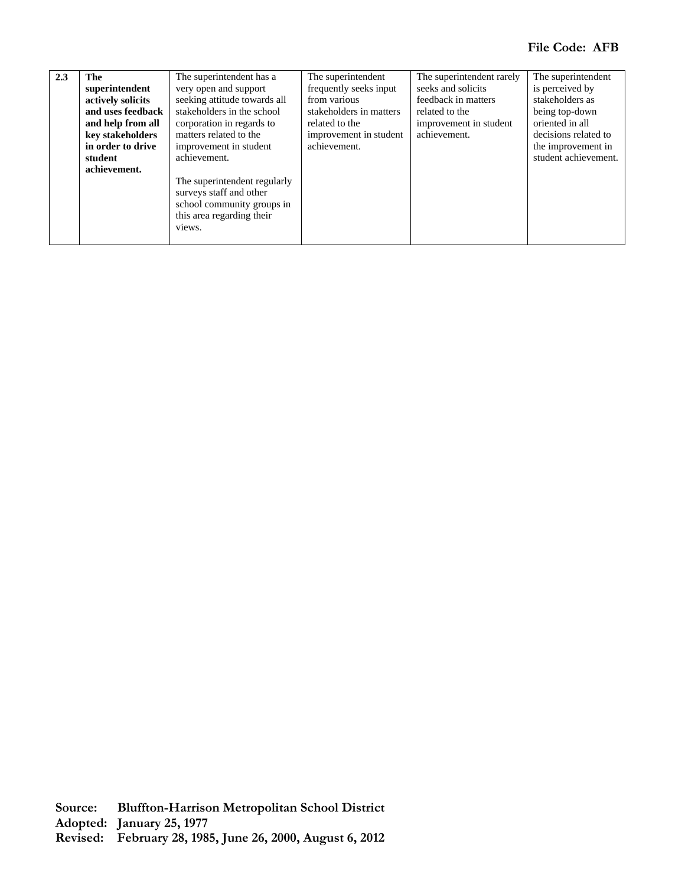| 2.3 | **The superintendent actively solicits and uses feedback and help from all key stakeholders in order to drive student achievement.** | The superintendent has a very open and support seeking attitude towards all stakeholders in the school corporation in regards to matters related to the improvement in student achievement.<br><br>The superintendent regularly surveys staff and other school community groups in this area regarding their views. | The superintendent frequently seeks input from various stakeholders in matters related to the improvement in student achievement. | The superintendent rarely seeks and solicits feedback in matters related to the improvement in student achievement. | The superintendent is perceived by stakeholders as being top-down oriented in all decisions related to the improvement in student achievement. |
|---|---|---|---|---|---|

**Source:** Bluffton-Harrison Metropolitan School District
**Adopted:** January 25, 1977
**Revised:** February 28, 1985, June 26, 2000, August 6, 2012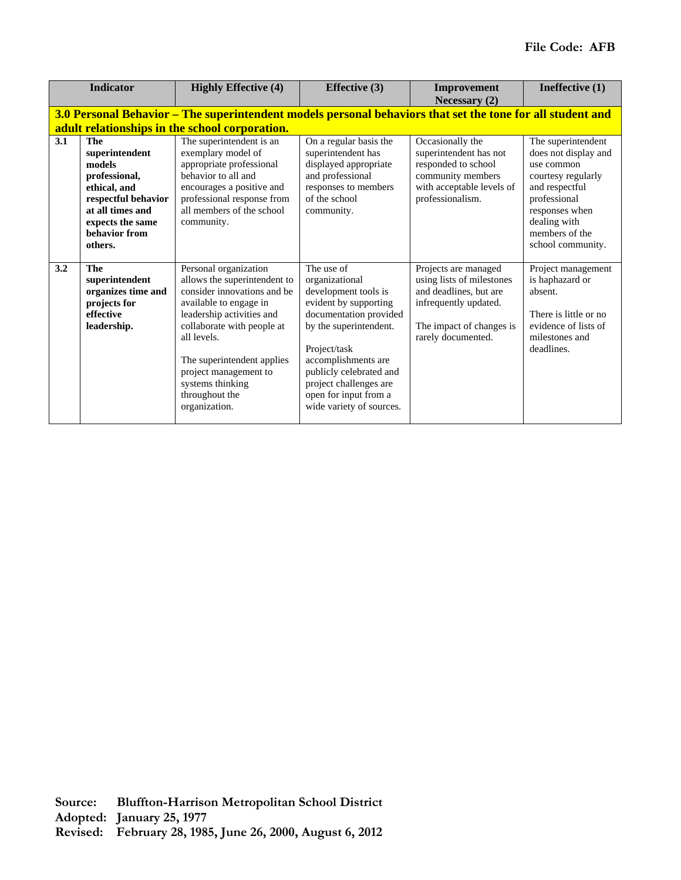File Code: AFB

| | Indicator | Highly Effective (4) | Effective (3) | Improvement Necessary (2) | Ineffective (1) |
|---|---|---|---|---|---|
| **3.0 Personal Behavior – The superintendent models personal behaviors that set the tone for all student and adult relationships in the school corporation.** | | | | | |
| **3.1** | **The superintendent models professional, ethical, and respectful behavior at all times and expects the same behavior from others.** | The superintendent is an exemplary model of appropriate professional behavior to all and encourages a positive and professional response from all members of the school community. | On a regular basis the superintendent has displayed appropriate and professional responses to members of the school community. | Occasionally the superintendent has not responded to school community members with acceptable levels of professionalism. | The superintendent does not display and use common courtesy regularly and respectful professional responses when dealing with members of the school community. |
| **3.2** | **The superintendent organizes time and projects for effective leadership.** | Personal organization allows the superintendent to consider innovations and be available to engage in leadership activities and collaborate with people at all levels.<br><br>The superintendent applies project management to systems thinking throughout the organization. | The use of organizational development tools is evident by supporting documentation provided by the superintendent.<br><br>Project/task accomplishments are publicly celebrated and project challenges are open for input from a wide variety of sources. | Projects are managed using lists of milestones and deadlines, but are infrequently updated.<br><br>The impact of changes is rarely documented. | Project management is haphazard or absent.<br><br>There is little or no evidence of lists of milestones and deadlines. |

**Source:** Bluffton-Harrison Metropolitan School District
**Adopted:** January 25, 1977
**Revised:** February 28, 1985, June 26, 2000, August 6, 2012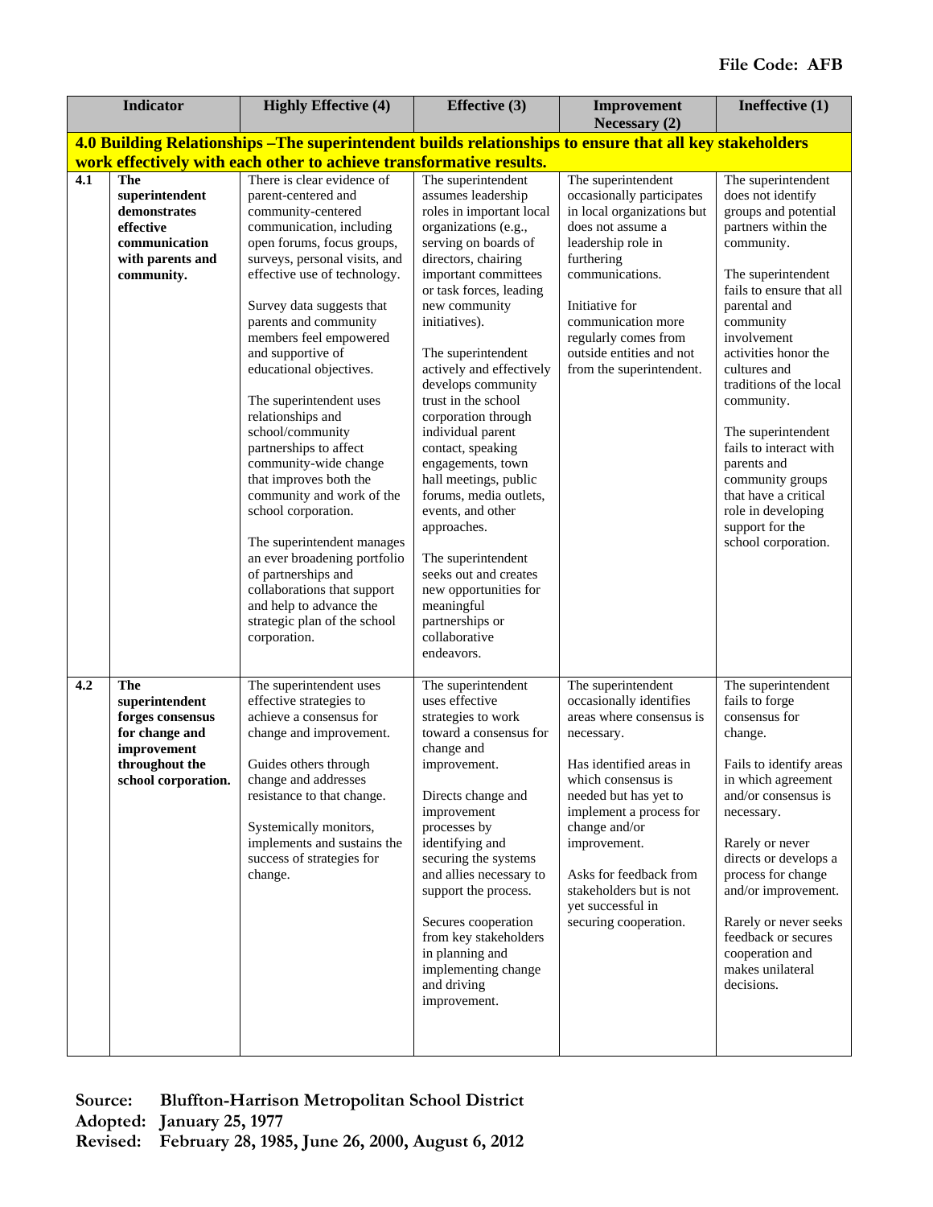File Code: AFB

| | Indicator | Highly Effective (4) | Effective (3) | Improvement Necessary (2) | Ineffective (1) |
|---|---|---|---|---|---|
| **4.0 Building Relationships –The superintendent builds relationships to ensure that all key stakeholders work effectively with each other to achieve transformative results.** | | | | | |
| **4.1** | **The superintendent demonstrates effective communication with parents and community.** | There is clear evidence of parent-centered and community-centered communication, including open forums, focus groups, surveys, personal visits, and effective use of technology.<br><br>Survey data suggests that parents and community members feel empowered and supportive of educational objectives.<br><br>The superintendent uses relationships and school/community partnerships to affect community-wide change that improves both the community and work of the school corporation.<br><br>The superintendent manages an ever broadening portfolio of partnerships and collaborations that support and help to advance the strategic plan of the school corporation. | The superintendent assumes leadership roles in important local organizations (e.g., serving on boards of directors, chairing important committees or task forces, leading new community initiatives).<br><br>The superintendent actively and effectively develops community trust in the school corporation through individual parent contact, speaking engagements, town hall meetings, public forums, media outlets, events, and other approaches.<br><br>The superintendent seeks out and creates new opportunities for meaningful partnerships or collaborative endeavors. | The superintendent occasionally participates in local organizations but does not assume a leadership role in furthering communications.<br><br>Initiative for communication more regularly comes from outside entities and not from the superintendent. | The superintendent does not identify groups and potential partners within the community.<br><br>The superintendent fails to ensure that all parental and community involvement activities honor the cultures and traditions of the local community.<br><br>The superintendent fails to interact with parents and community groups that have a critical role in developing support for the school corporation. |
| **4.2** | **The superintendent forges consensus for change and improvement throughout the school corporation.** | The superintendent uses effective strategies to achieve a consensus for change and improvement.<br><br>Guides others through change and addresses resistance to that change.<br><br>Systemically monitors, implements and sustains the success of strategies for change. | The superintendent uses effective strategies to work toward a consensus for change and improvement.<br><br>Directs change and improvement processes by identifying and securing the systems and allies necessary to support the process.<br><br>Secures cooperation from key stakeholders in planning and implementing change and driving improvement. | The superintendent occasionally identifies areas where consensus is necessary.<br><br>Has identified areas in which consensus is needed but has yet to implement a process for change and/or improvement.<br><br>Asks for feedback from stakeholders but is not yet successful in securing cooperation. | The superintendent fails to forge consensus for change.<br><br>Fails to identify areas in which agreement and/or consensus is necessary.<br><br>Rarely or never directs or develops a process for change and/or improvement.<br><br>Rarely or never seeks feedback or secures cooperation and makes unilateral decisions. |

**Source:** Bluffton-Harrison Metropolitan School District
**Adopted:** January 25, 1977
**Revised:** February 28, 1985, June 26, 2000, August 6, 2012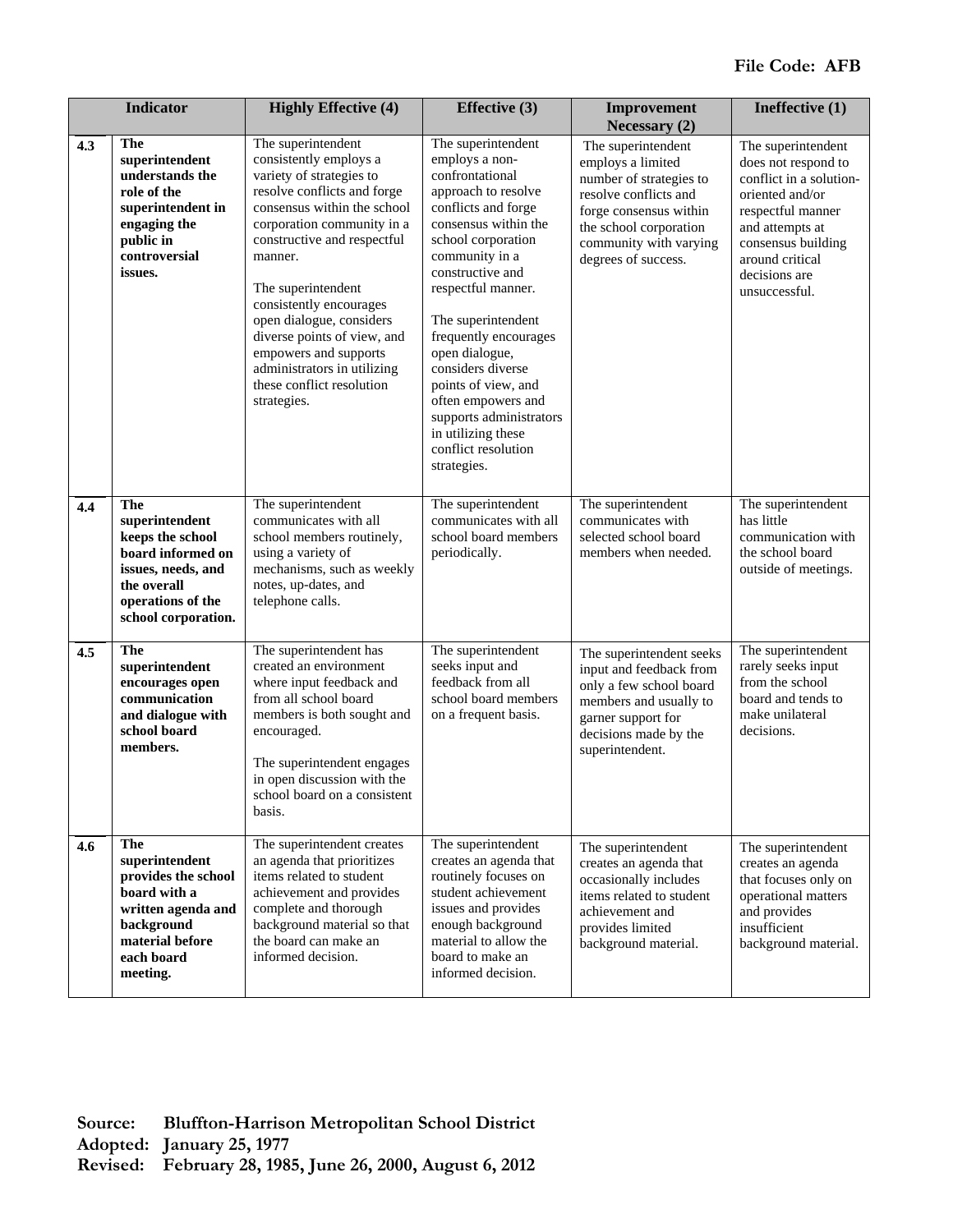File Code: AFB

| | Indicator | Highly Effective (4) | Effective (3) | Improvement Necessary (2) | Ineffective (1) |
|---|---|---|---|---|---|
| 4.3 | **The superintendent understands the role of the superintendent in engaging the public in controversial issues.** | The superintendent consistently employs a variety of strategies to resolve conflicts and forge consensus within the school corporation community in a constructive and respectful manner.<br><br>The superintendent consistently encourages open dialogue, considers diverse points of view, and empowers and supports administrators in utilizing these conflict resolution strategies. | The superintendent employs a non-confrontational approach to resolve conflicts and forge consensus within the school corporation community in a constructive and respectful manner.<br><br>The superintendent frequently encourages open dialogue, considers diverse points of view, and often empowers and supports administrators in utilizing these conflict resolution strategies. | The superintendent employs a limited number of strategies to resolve conflicts and forge consensus within the school corporation community with varying degrees of success. | The superintendent does not respond to conflict in a solution-oriented and/or respectful manner and attempts at consensus building around critical decisions are unsuccessful. |
| 4.4 | **The superintendent keeps the school board informed on issues, needs, and the overall operations of the school corporation.** | The superintendent communicates with all school members routinely, using a variety of mechanisms, such as weekly notes, up-dates, and telephone calls. | The superintendent communicates with all school board members periodically. | The superintendent communicates with selected school board members when needed. | The superintendent has little communication with the school board outside of meetings. |
| 4.5 | **The superintendent encourages open communication and dialogue with school board members.** | The superintendent has created an environment where input feedback and from all school board members is both sought and encouraged.<br><br>The superintendent engages in open discussion with the school board on a consistent basis. | The superintendent seeks input and feedback from all school board members on a frequent basis. | The superintendent seeks input and feedback from only a few school board members and usually to garner support for decisions made by the superintendent. | The superintendent rarely seeks input from the school board and tends to make unilateral decisions. |
| 4.6 | **The superintendent provides the school board with a written agenda and background material before each board meeting.** | The superintendent creates an agenda that prioritizes items related to student achievement and provides complete and thorough background material so that the board can make an informed decision. | The superintendent creates an agenda that routinely focuses on student achievement issues and provides enough background material to allow the board to make an informed decision. | The superintendent creates an agenda that occasionally includes items related to student achievement and provides limited background material. | The superintendent creates an agenda that focuses only on operational matters and provides insufficient background material. |

**Source:** **Bluffton-Harrison Metropolitan School District**
**Adopted:** **January 25, 1977**
**Revised:** **February 28, 1985, June 26, 2000, August 6, 2012**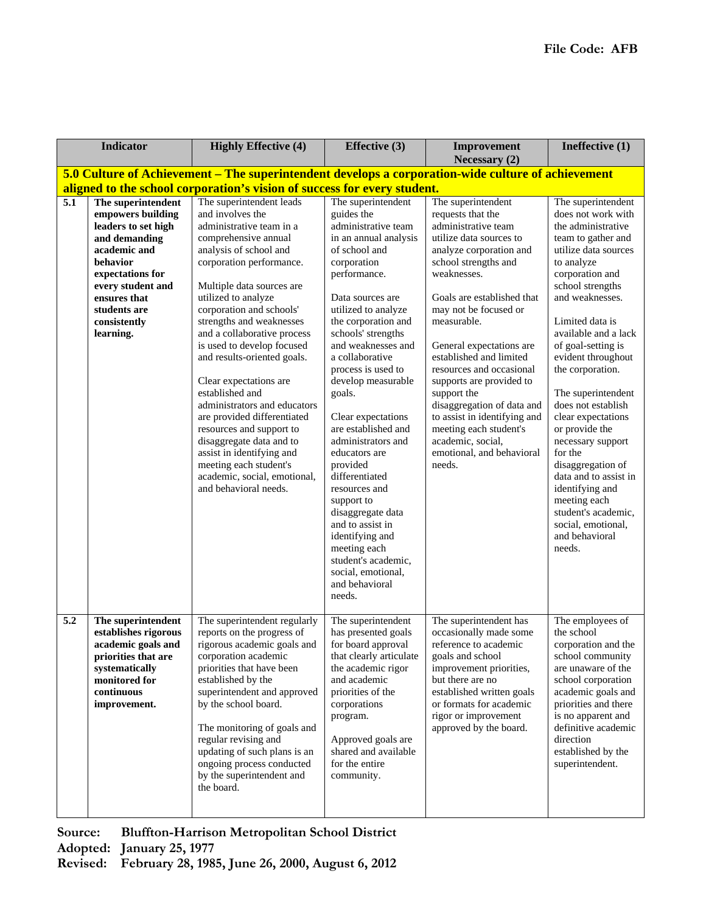File Code: AFB

| Indicator | | Highly Effective (4) | Effective (3) | Improvement Necessary (2) | Ineffective (1) |
|---|---|---|---|---|---|
| **5.0 Culture of Achievement – The superintendent develops a corporation-wide culture of achievement aligned to the school corporation's vision of success for every student.** | | | | | |
| **5.1** | **The superintendent empowers building leaders to set high and demanding academic and behavior expectations for every student and ensures that students are consistently learning.** | The superintendent leads and involves the administrative team in a comprehensive annual analysis of school and corporation performance.<br><br>Multiple data sources are utilized to analyze corporation and schools' strengths and weaknesses and a collaborative process is used to develop focused and results-oriented goals.<br><br>Clear expectations are established and administrators and educators are provided differentiated resources and support to disaggregate data and to assist in identifying and meeting each student's academic, social, emotional, and behavioral needs. | The superintendent guides the administrative team in an annual analysis of school and corporation performance.<br><br>Data sources are utilized to analyze the corporation and schools' strengths and weaknesses and a collaborative process is used to develop measurable goals.<br><br>Clear expectations are established and administrators and educators are provided differentiated resources and support to disaggregate data and to assist in identifying and meeting each student's academic, social, emotional, and behavioral needs. | The superintendent requests that the administrative team utilize data sources to analyze corporation and school strengths and weaknesses.<br><br>Goals are established that may not be focused or measurable.<br><br>General expectations are established and limited resources and occasional supports are provided to support the disaggregation of data and to assist in identifying and meeting each student's academic, social, emotional, and behavioral needs. | The superintendent does not work with the administrative team to gather and utilize data sources to analyze corporation and school strengths and weaknesses.<br><br>Limited data is available and a lack of goal-setting is evident throughout the corporation.<br><br>The superintendent does not establish clear expectations or provide the necessary support for the disaggregation of data and to assist in identifying and meeting each student's academic, social, emotional, and behavioral needs. |
| **5.2** | **The superintendent establishes rigorous academic goals and priorities that are systematically monitored for continuous improvement.** | The superintendent regularly reports on the progress of rigorous academic goals and corporation academic priorities that have been established by the superintendent and approved by the school board.<br><br>The monitoring of goals and regular revising and updating of such plans is an ongoing process conducted by the superintendent and the board. | The superintendent has presented goals for board approval that clearly articulate the academic rigor and academic priorities of the corporations program.<br><br>Approved goals are shared and available for the entire community. | The superintendent has occasionally made some reference to academic goals and school improvement priorities, but there are no established written goals or formats for academic rigor or improvement approved by the board. | The employees of the school corporation and the school community are unaware of the school corporation academic goals and priorities and there is no apparent and definitive academic direction established by the superintendent. |

**Source:** Bluffton-Harrison Metropolitan School District
**Adopted:** January 25, 1977
**Revised:** February 28, 1985, June 26, 2000, August 6, 2012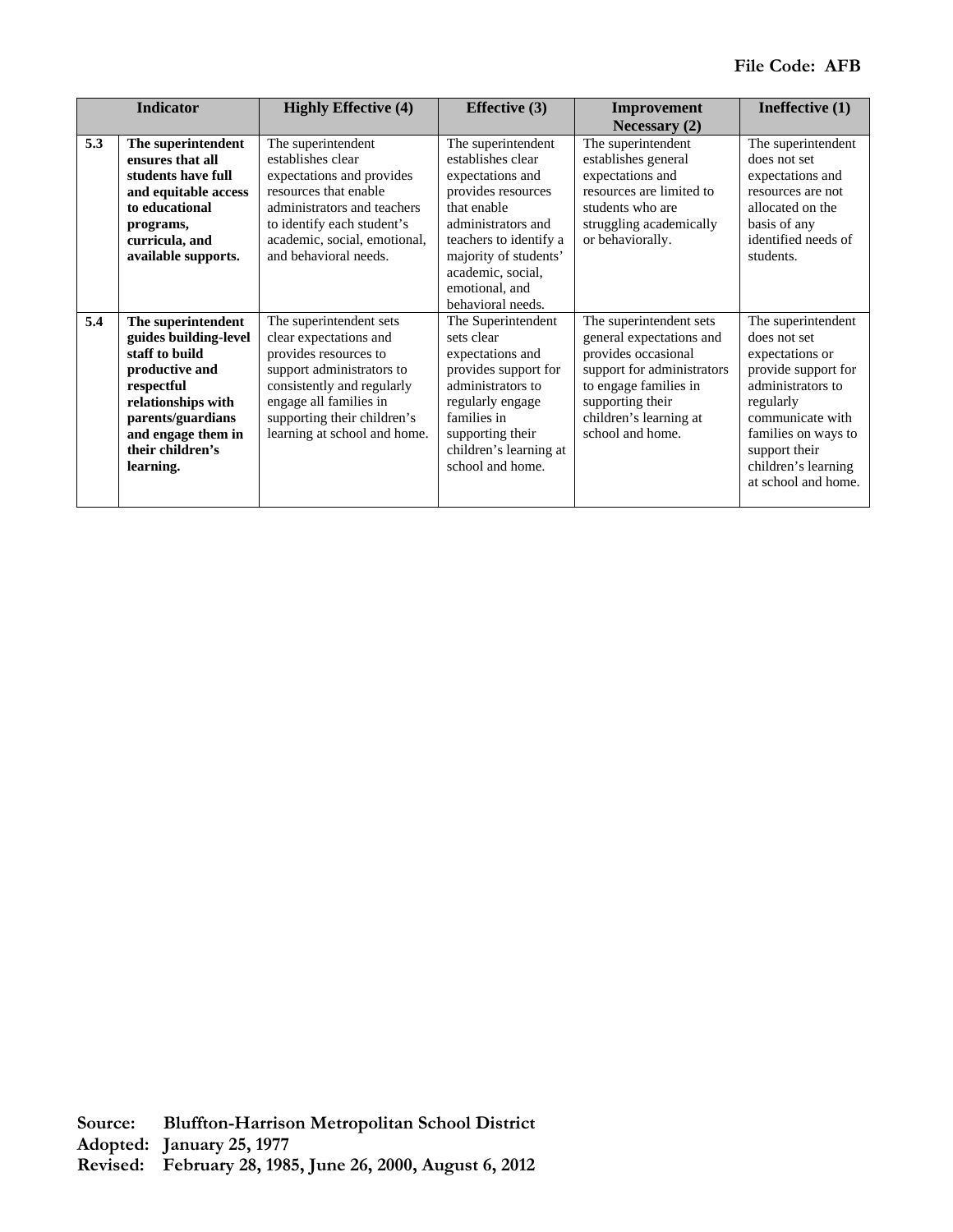File Code: AFB

| Indicator | | Highly Effective (4) | Effective (3) | Improvement Necessary (2) | Ineffective (1) |
|---|---|---|---|---|---|
| 5.3 | **The superintendent ensures that all students have full and equitable access to educational programs, curricula, and available supports.** | The superintendent establishes clear expectations and provides resources that enable administrators and teachers to identify each student's academic, social, emotional, and behavioral needs. | The superintendent establishes clear expectations and provides resources that enable administrators and teachers to identify a majority of students' academic, social, emotional, and behavioral needs. | The superintendent establishes general expectations and resources are limited to students who are struggling academically or behaviorally. | The superintendent does not set expectations and resources are not allocated on the basis of any identified needs of students. |
| 5.4 | **The superintendent guides building-level staff to build productive and respectful relationships with parents/guardians and engage them in their children's learning.** | The superintendent sets clear expectations and provides resources to support administrators to consistently and regularly engage all families in supporting their children's learning at school and home. | The Superintendent sets clear expectations and provides support for administrators to regularly engage families in supporting their children's learning at school and home. | The superintendent sets general expectations and provides occasional support for administrators to engage families in supporting their children's learning at school and home. | The superintendent does not set expectations or provide support for administrators to regularly communicate with families on ways to support their children's learning at school and home. |

**Source: Bluffton-Harrison Metropolitan School District**
**Adopted: January 25, 1977**
**Revised: February 28, 1985, June 26, 2000, August 6, 2012**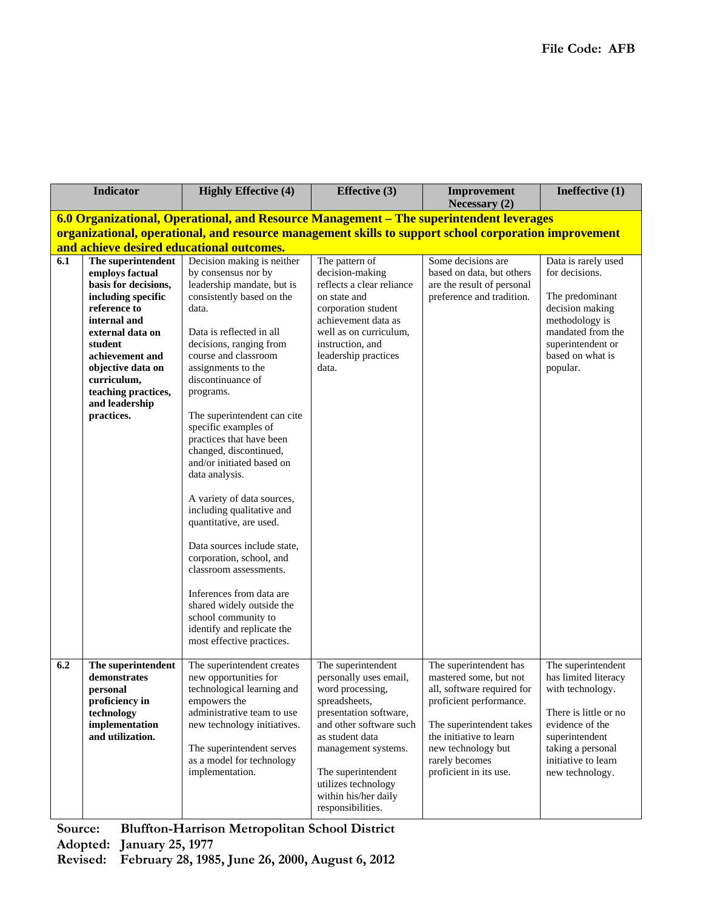File Code: AFB

| | Indicator | Highly Effective (4) | Effective (3) | Improvement Necessary (2) | Ineffective (1) |
|---|---|---|---|---|---|
| **6.0 Organizational, Operational, and Resource Management – The superintendent leverages organizational, operational, and resource management skills to support school corporation improvement and achieve desired educational outcomes.** | | | | | |
| **6.1** | **The superintendent employs factual basis for decisions, including specific reference to internal and external data on student achievement and objective data on curriculum, teaching practices, and leadership practices.** | Decision making is neither by consensus nor by leadership mandate, but is consistently based on the data.<br><br>Data is reflected in all decisions, ranging from course and classroom assignments to the discontinuance of programs.<br><br>The superintendent can cite specific examples of practices that have been changed, discontinued, and/or initiated based on data analysis.<br><br>A variety of data sources, including qualitative and quantitative, are used.<br><br>Data sources include state, corporation, school, and classroom assessments.<br><br>Inferences from data are shared widely outside the school community to identify and replicate the most effective practices. | The pattern of decision-making reflects a clear reliance on state and corporation student achievement data as well as on curriculum, instruction, and leadership practices data. | Some decisions are based on data, but others are the result of personal preference and tradition. | Data is rarely used for decisions.<br><br>The predominant decision making methodology is mandated from the superintendent or based on what is popular. |
| **6.2** | **The superintendent demonstrates personal proficiency in technology implementation and utilization.** | The superintendent creates new opportunities for technological learning and empowers the administrative team to use new technology initiatives.<br><br>The superintendent serves as a model for technology implementation. | The superintendent personally uses email, word processing, spreadsheets, presentation software, and other software such as student data management systems.<br><br>The superintendent utilizes technology within his/her daily responsibilities. | The superintendent has mastered some, but not all, software required for proficient performance.<br><br>The superintendent takes the initiative to learn new technology but rarely becomes proficient in its use. | The superintendent has limited literacy with technology.<br><br>There is little or no evidence of the superintendent taking a personal initiative to learn new technology. |

**Source:** Bluffton-Harrison Metropolitan School District
**Adopted:** January 25, 1977
**Revised:** February 28, 1985, June 26, 2000, August 6, 2012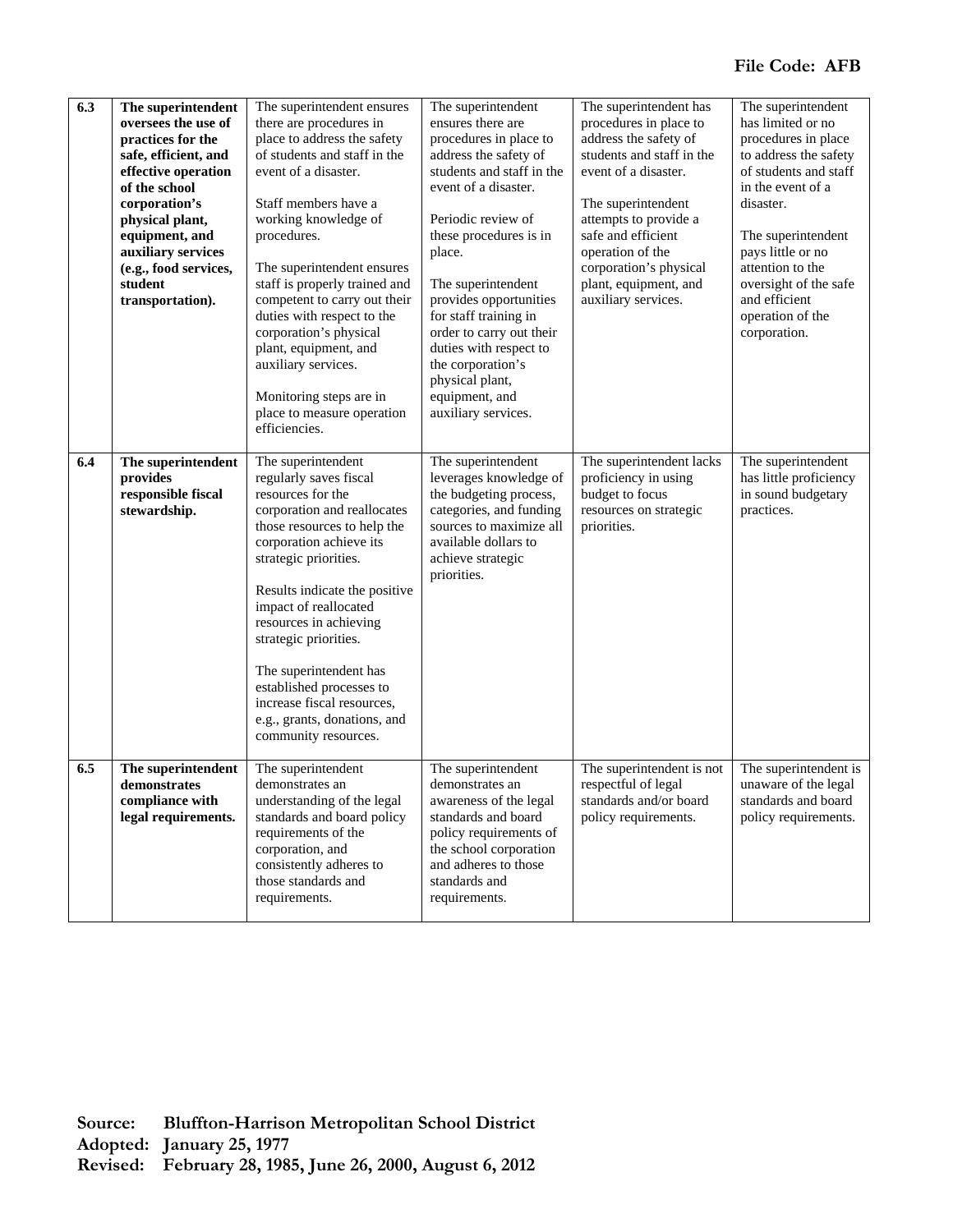| | | | | | |
|---|---|---|---|---|---|
| 6.3 | **The superintendent oversees the use of practices for the safe, efficient, and effective operation of the school corporation's physical plant, equipment, and auxiliary services (e.g., food services, student transportation).** | The superintendent ensures there are procedures in place to address the safety of students and staff in the event of a disaster.<br><br>Staff members have a working knowledge of procedures.<br><br>The superintendent ensures staff is properly trained and competent to carry out their duties with respect to the corporation's physical plant, equipment, and auxiliary services.<br><br>Monitoring steps are in place to measure operation efficiencies. | The superintendent ensures there are procedures in place to address the safety of students and staff in the event of a disaster.<br><br>Periodic review of these procedures is in place.<br><br>The superintendent provides opportunities for staff training in order to carry out their duties with respect to the corporation's physical plant, equipment, and auxiliary services. | The superintendent has procedures in place to address the safety of students and staff in the event of a disaster.<br><br>The superintendent attempts to provide a safe and efficient operation of the corporation's physical plant, equipment, and auxiliary services. | The superintendent has limited or no procedures in place to address the safety of students and staff in the event of a disaster.<br><br>The superintendent pays little or no attention to the oversight of the safe and efficient operation of the corporation. |
| 6.4 | **The superintendent provides responsible fiscal stewardship.** | The superintendent regularly saves fiscal resources for the corporation and reallocates those resources to help the corporation achieve its strategic priorities.<br><br>Results indicate the positive impact of reallocated resources in achieving strategic priorities.<br><br>The superintendent has established processes to increase fiscal resources, e.g., grants, donations, and community resources. | The superintendent leverages knowledge of the budgeting process, categories, and funding sources to maximize all available dollars to achieve strategic priorities. | The superintendent lacks proficiency in using budget to focus resources on strategic priorities. | The superintendent has little proficiency in sound budgetary practices. |
| 6.5 | **The superintendent demonstrates compliance with legal requirements.** | The superintendent demonstrates an understanding of the legal standards and board policy requirements of the corporation, and consistently adheres to those standards and requirements. | The superintendent demonstrates an awareness of the legal standards and board policy requirements of the school corporation and adheres to those standards and requirements. | The superintendent is not respectful of legal standards and/or board policy requirements. | The superintendent is unaware of the legal standards and board policy requirements. |

**Source:** Bluffton-Harrison Metropolitan School District
**Adopted:** January 25, 1977
**Revised:** February 28, 1985, June 26, 2000, August 6, 2012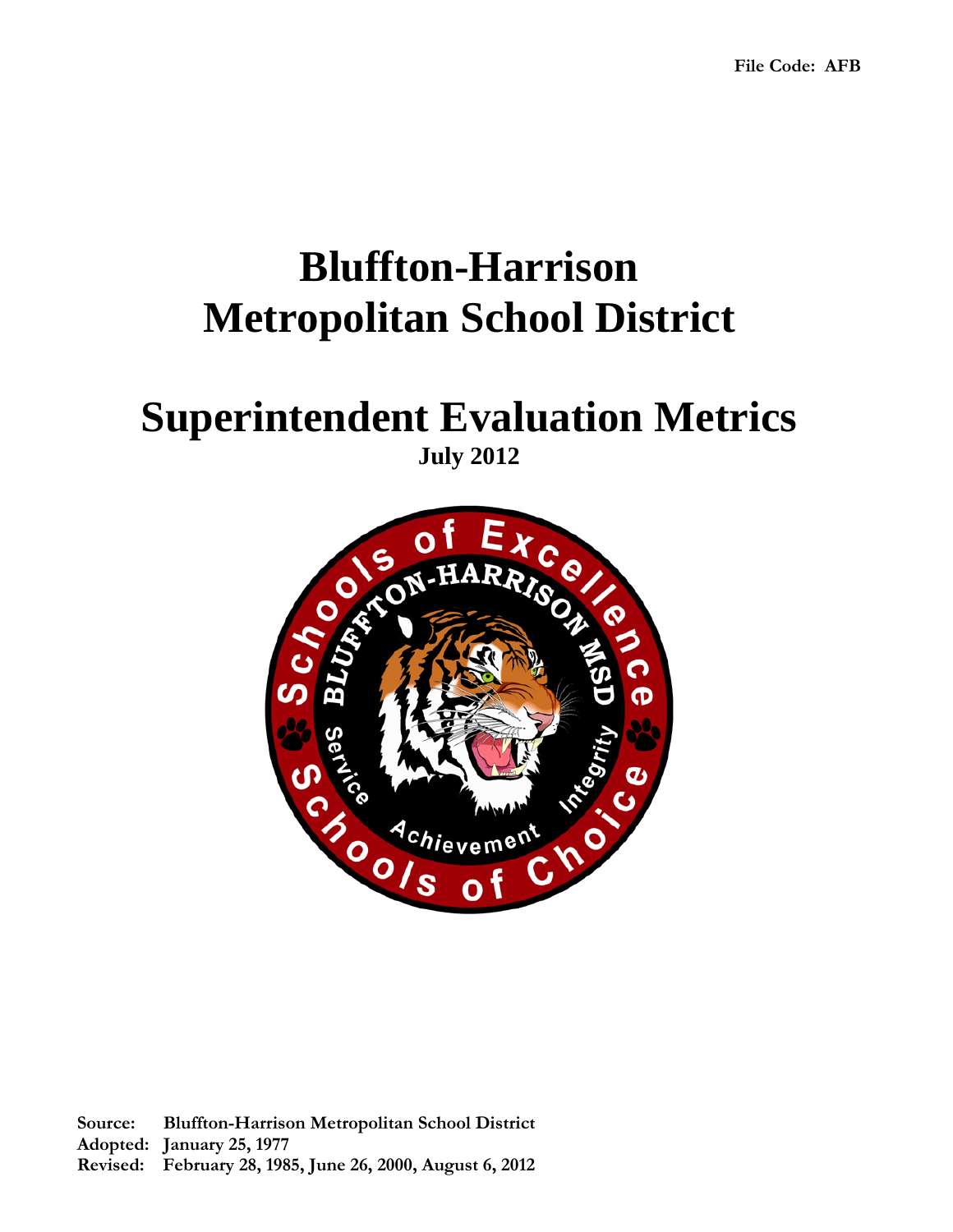File Code: AFB

# Bluffton-Harrison Metropolitan School District

# Superintendent Evaluation Metrics

**July 2012**

**Source:** Bluffton-Harrison Metropolitan School District
**Adopted:** January 25, 1977
**Revised:** February 28, 1985, June 26, 2000, August 6, 2012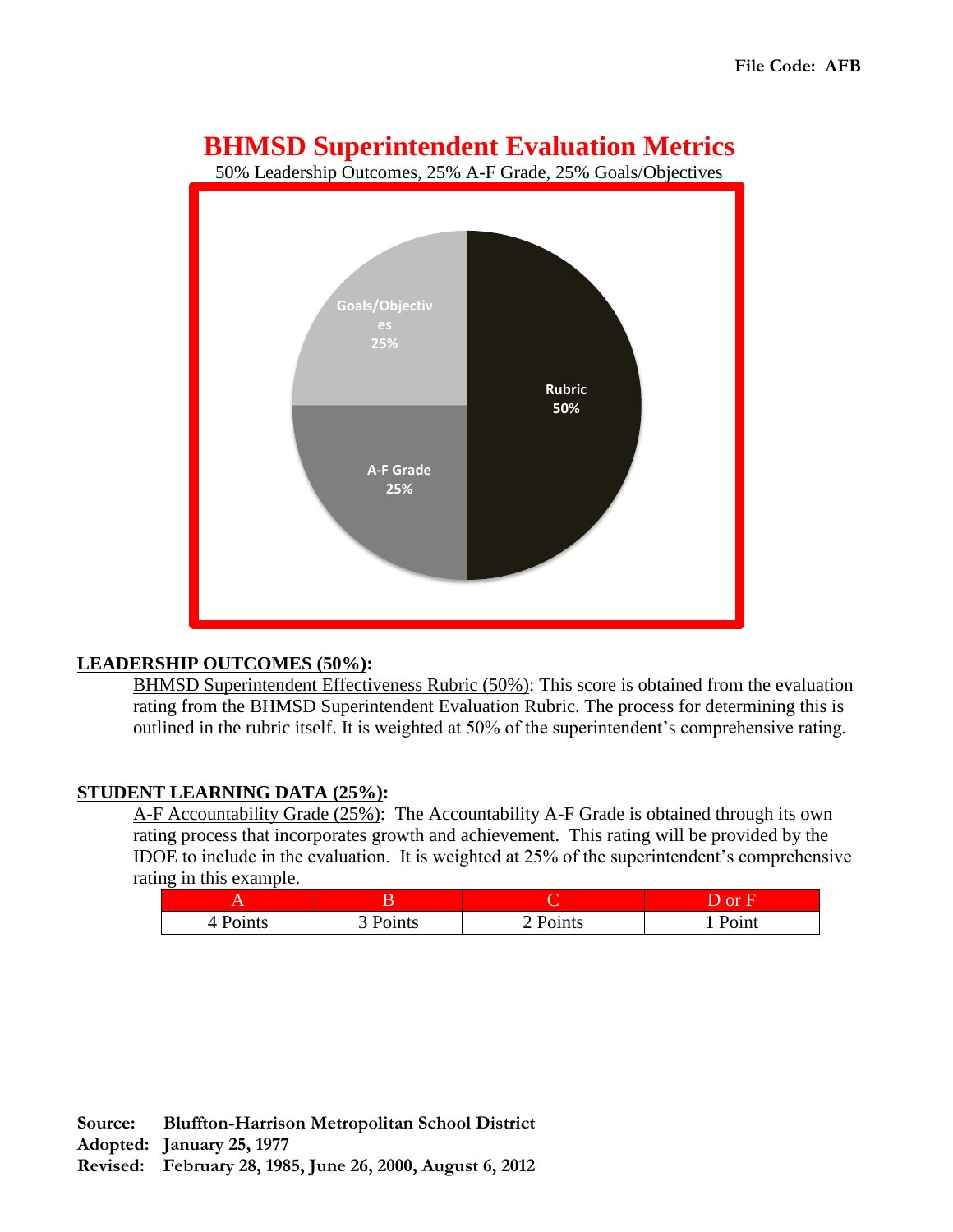File Code: AFB

# BHMSD Superintendent Evaluation Metrics

50% Leadership Outcomes, 25% A-F Grade, 25% Goals/Objectives

Goals/Objectives 25%

Rubric 50%

A-F Grade 25%

**LEADERSHIP OUTCOMES (50%):**

BHMSD Superintendent Effectiveness Rubric (50%): This score is obtained from the evaluation rating from the BHMSD Superintendent Evaluation Rubric. The process for determining this is outlined in the rubric itself. It is weighted at 50% of the superintendent's comprehensive rating.

**STUDENT LEARNING DATA (25%):**

A-F Accountability Grade (25%): The Accountability A-F Grade is obtained through its own rating process that incorporates growth and achievement. This rating will be provided by the IDOE to include in the evaluation. It is weighted at 25% of the superintendent's comprehensive rating in this example.

| A | B | C | D or F |
|---|---|---|---|
| 4 Points | 3 Points | 2 Points | 1 Point |

**Source:** Bluffton-Harrison Metropolitan School District
**Adopted:** January 25, 1977
**Revised:** February 28, 1985, June 26, 2000, August 6, 2012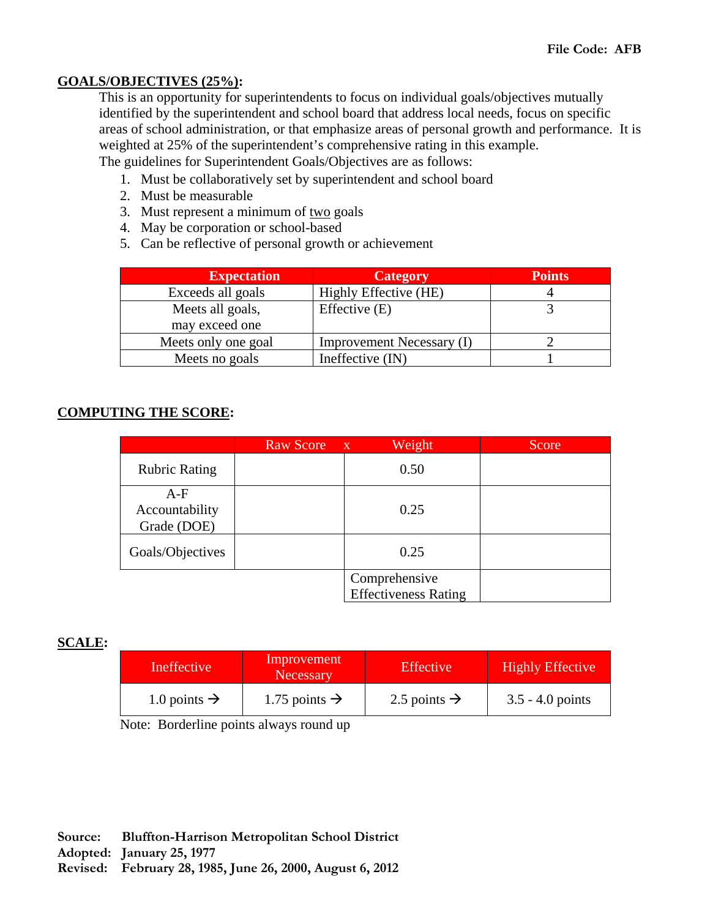File Code: AFB

**GOALS/OBJECTIVES (25%):**

This is an opportunity for superintendents to focus on individual goals/objectives mutually identified by the superintendent and school board that address local needs, focus on specific areas of school administration, or that emphasize areas of personal growth and performance. It is weighted at 25% of the superintendent's comprehensive rating in this example.

The guidelines for Superintendent Goals/Objectives are as follows:

1. Must be collaboratively set by superintendent and school board
2. Must be measurable
3. Must represent a minimum of two goals
4. May be corporation or school-based
5. Can be reflective of personal growth or achievement

| Expectation | Category | Points |
|---|---|---|
| Exceeds all goals | Highly Effective (HE) | 4 |
| Meets all goals, may exceed one | Effective (E) | 3 |
| Meets only one goal | Improvement Necessary (I) | 2 |
| Meets no goals | Ineffective (IN) | 1 |

**COMPUTING THE SCORE:**

| | Raw Score x | Weight | Score |
|---|---|---|---|
| Rubric Rating | | 0.50 | |
| A-F Accountability Grade (DOE) | | 0.25 | |
| Goals/Objectives | | 0.25 | |
| | | Comprehensive Effectiveness Rating | |

**SCALE:**

| Ineffective | Improvement Necessary | Effective | Highly Effective |
|---|---|---|---|
| 1.0 points → | 1.75 points → | 2.5 points → | 3.5 - 4.0 points |

Note: Borderline points always round up

Source: **Bluffton-Harrison Metropolitan School District**
Adopted: **January 25, 1977**
Revised: **February 28, 1985, June 26, 2000, August 6, 2012**